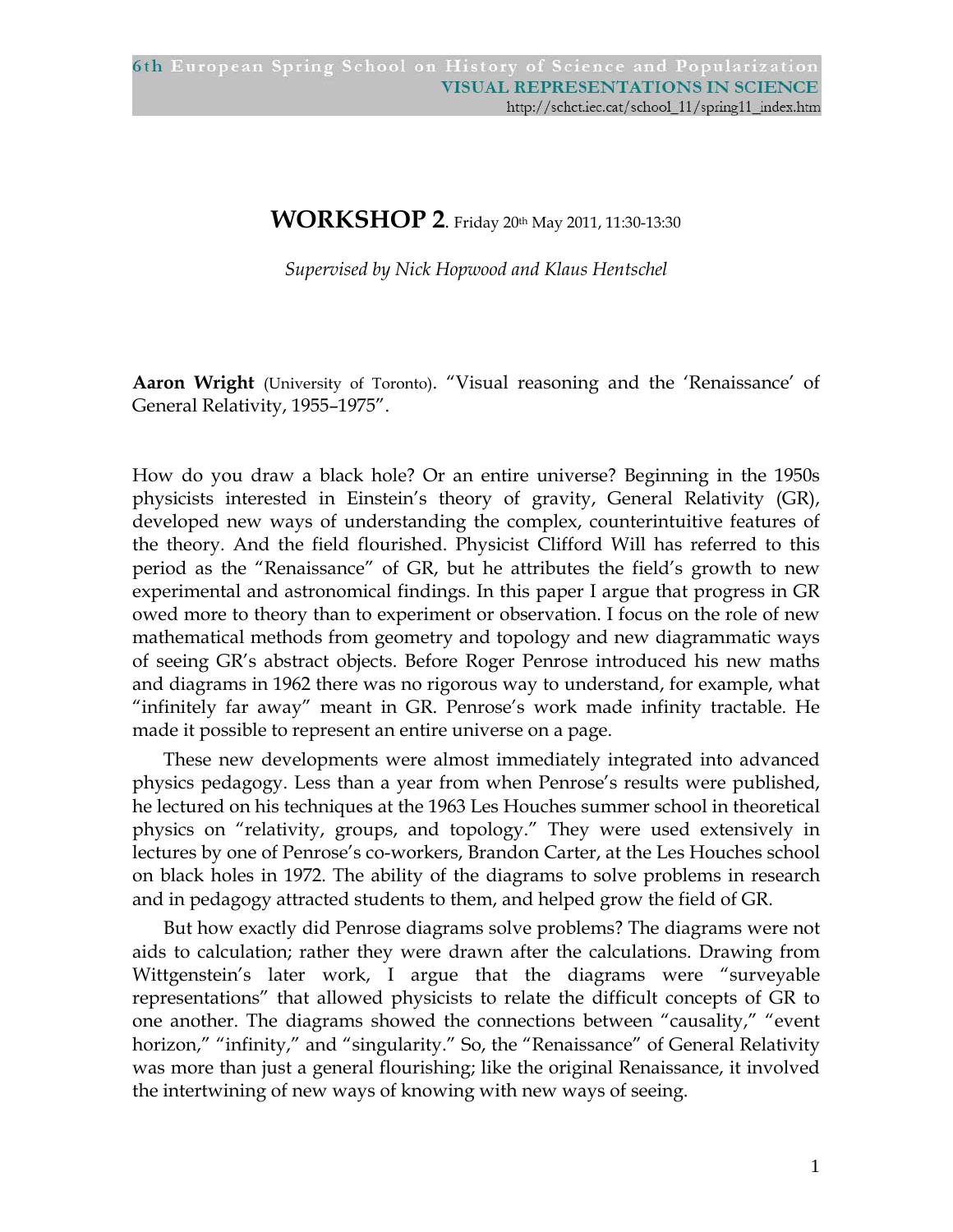# **WORKSHOP 2**. Friday 20th May 2011, 11:30-13:30

*Supervised by Nick Hopwood and Klaus Hentschel*

**Aaron Wright** (University of Toronto). "Visual reasoning and the 'Renaissance' of General Relativity, 1955–1975".

How do you draw a black hole? Or an entire universe? Beginning in the 1950s physicists interested in Einstein's theory of gravity, General Relativity (GR), developed new ways of understanding the complex, counterintuitive features of the theory. And the field flourished. Physicist Clifford Will has referred to this period as the "Renaissance" of GR, but he attributes the field's growth to new experimental and astronomical findings. In this paper I argue that progress in GR owed more to theory than to experiment or observation. I focus on the role of new mathematical methods from geometry and topology and new diagrammatic ways of seeing GR's abstract objects. Before Roger Penrose introduced his new maths and diagrams in 1962 there was no rigorous way to understand, for example, what "infinitely far away" meant in GR. Penrose's work made infinity tractable. He made it possible to represent an entire universe on a page.

These new developments were almost immediately integrated into advanced physics pedagogy. Less than a year from when Penrose's results were published, he lectured on his techniques at the 1963 Les Houches summer school in theoretical physics on "relativity, groups, and topology." They were used extensively in lectures by one of Penrose's co-workers, Brandon Carter, at the Les Houches school on black holes in 1972. The ability of the diagrams to solve problems in research and in pedagogy attracted students to them, and helped grow the field of GR.

But how exactly did Penrose diagrams solve problems? The diagrams were not aids to calculation; rather they were drawn after the calculations. Drawing from Wittgenstein's later work, I argue that the diagrams were "surveyable representations" that allowed physicists to relate the difficult concepts of GR to one another. The diagrams showed the connections between "causality," "event horizon," "infinity," and "singularity." So, the "Renaissance" of General Relativity was more than just a general flourishing; like the original Renaissance, it involved the intertwining of new ways of knowing with new ways of seeing.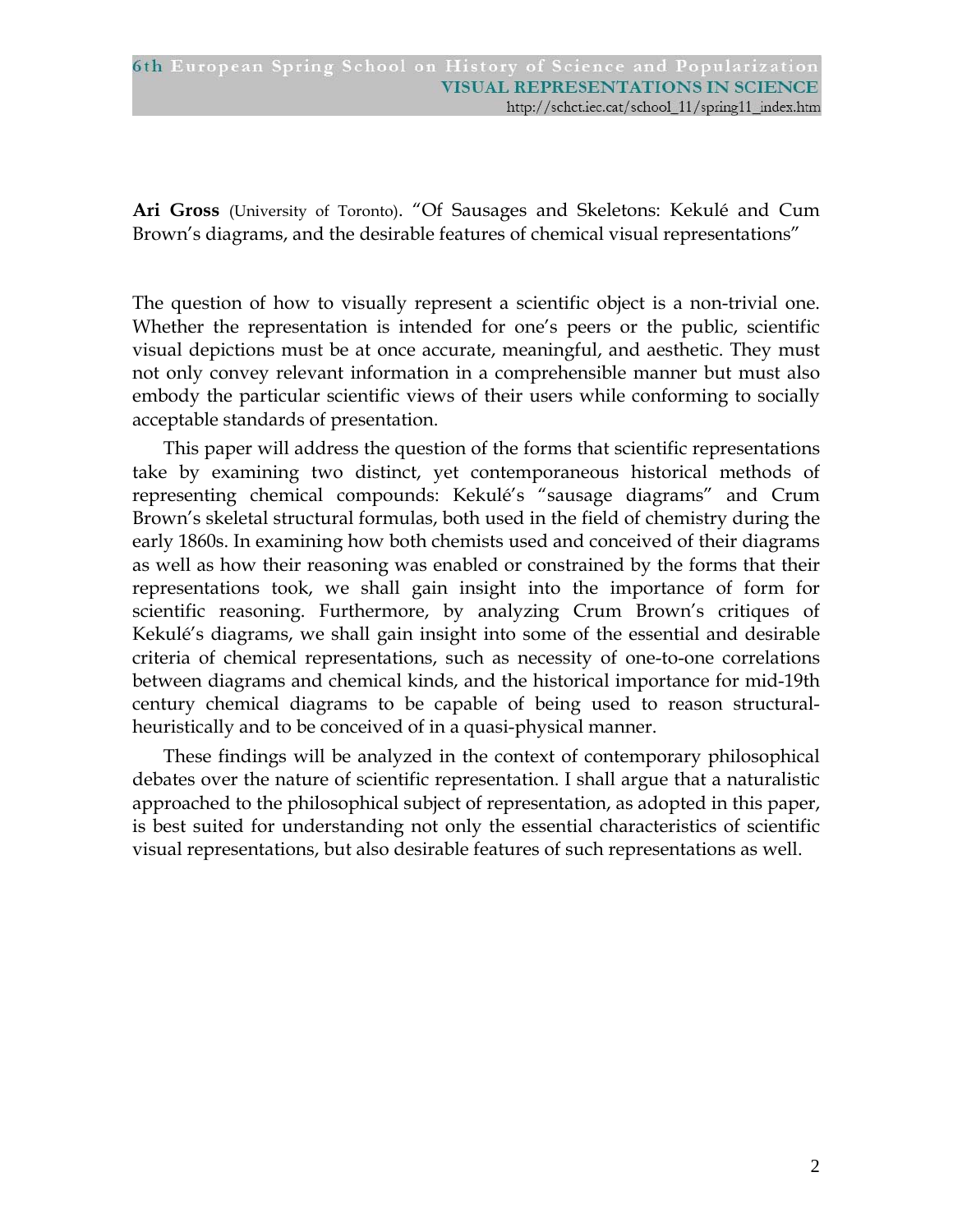**Ari Gross** (University of Toronto). "Of Sausages and Skeletons: Kekulé and Cum Brown's diagrams, and the desirable features of chemical visual representations"

The question of how to visually represent a scientific object is a non-trivial one. Whether the representation is intended for one's peers or the public, scientific visual depictions must be at once accurate, meaningful, and aesthetic. They must not only convey relevant information in a comprehensible manner but must also embody the particular scientific views of their users while conforming to socially acceptable standards of presentation.

This paper will address the question of the forms that scientific representations take by examining two distinct, yet contemporaneous historical methods of representing chemical compounds: Kekulé's "sausage diagrams" and Crum Brown's skeletal structural formulas, both used in the field of chemistry during the early 1860s. In examining how both chemists used and conceived of their diagrams as well as how their reasoning was enabled or constrained by the forms that their representations took, we shall gain insight into the importance of form for scientific reasoning. Furthermore, by analyzing Crum Brown's critiques of Kekulé's diagrams, we shall gain insight into some of the essential and desirable criteria of chemical representations, such as necessity of one-to-one correlations between diagrams and chemical kinds, and the historical importance for mid-19th century chemical diagrams to be capable of being used to reason structural-heuristically and to be conceived of in a quasi-physical manner.

These findings will be analyzed in the context of contemporary philosophical debates over the nature of scientific representation. I shall argue that a naturalistic approached to the philosophical subject of representation, as adopted in this paper, is best suited for understanding not only the essential characteristics of scientific visual representations, but also desirable features of such representations as well.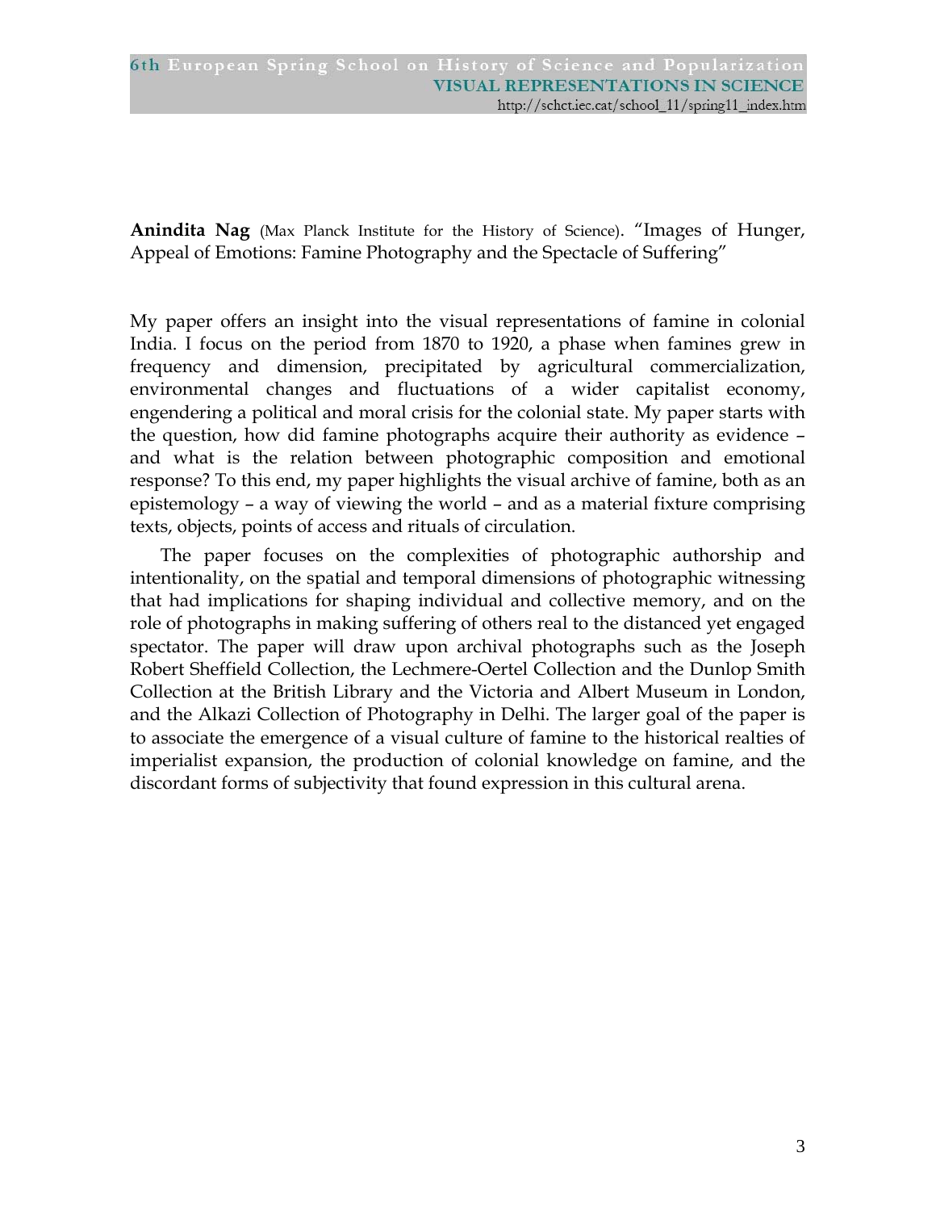**Anindita Nag** (Max Planck Institute for the History of Science). "Images of Hunger, Appeal of Emotions: Famine Photography and the Spectacle of Suffering"

My paper offers an insight into the visual representations of famine in colonial India. I focus on the period from 1870 to 1920, a phase when famines grew in frequency and dimension, precipitated by agricultural commercialization, environmental changes and fluctuations of a wider capitalist economy, engendering a political and moral crisis for the colonial state. My paper starts with the question, how did famine photographs acquire their authority as evidence – and what is the relation between photographic composition and emotional response? To this end, my paper highlights the visual archive of famine, both as an epistemology – a way of viewing the world – and as a material fixture comprising texts, objects, points of access and rituals of circulation.

The paper focuses on the complexities of photographic authorship and intentionality, on the spatial and temporal dimensions of photographic witnessing that had implications for shaping individual and collective memory, and on the role of photographs in making suffering of others real to the distanced yet engaged spectator. The paper will draw upon archival photographs such as the Joseph Robert Sheffield Collection, the Lechmere-Oertel Collection and the Dunlop Smith Collection at the British Library and the Victoria and Albert Museum in London, and the Alkazi Collection of Photography in Delhi. The larger goal of the paper is to associate the emergence of a visual culture of famine to the historical realties of imperialist expansion, the production of colonial knowledge on famine, and the discordant forms of subjectivity that found expression in this cultural arena.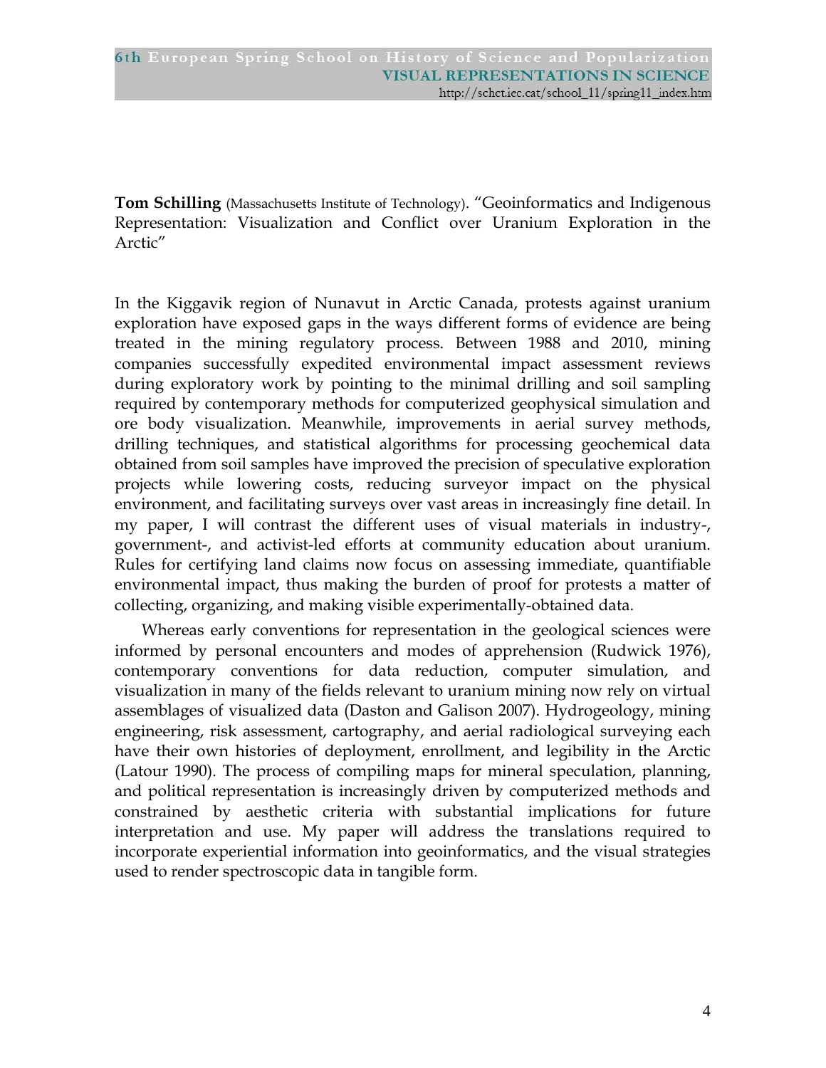**Tom Schilling** (Massachusetts Institute of Technology). "Geoinformatics and Indigenous Representation: Visualization and Conflict over Uranium Exploration in the Arctic"

In the Kiggavik region of Nunavut in Arctic Canada, protests against uranium exploration have exposed gaps in the ways different forms of evidence are being treated in the mining regulatory process. Between 1988 and 2010, mining companies successfully expedited environmental impact assessment reviews during exploratory work by pointing to the minimal drilling and soil sampling required by contemporary methods for computerized geophysical simulation and ore body visualization. Meanwhile, improvements in aerial survey methods, drilling techniques, and statistical algorithms for processing geochemical data obtained from soil samples have improved the precision of speculative exploration projects while lowering costs, reducing surveyor impact on the physical environment, and facilitating surveys over vast areas in increasingly fine detail. In my paper, I will contrast the different uses of visual materials in industry-, government-, and activist-led efforts at community education about uranium. Rules for certifying land claims now focus on assessing immediate, quantifiable environmental impact, thus making the burden of proof for protests a matter of collecting, organizing, and making visible experimentally-obtained data.

Whereas early conventions for representation in the geological sciences were informed by personal encounters and modes of apprehension (Rudwick 1976), contemporary conventions for data reduction, computer simulation, and visualization in many of the fields relevant to uranium mining now rely on virtual assemblages of visualized data (Daston and Galison 2007). Hydrogeology, mining engineering, risk assessment, cartography, and aerial radiological surveying each have their own histories of deployment, enrollment, and legibility in the Arctic (Latour 1990). The process of compiling maps for mineral speculation, planning, and political representation is increasingly driven by computerized methods and constrained by aesthetic criteria with substantial implications for future interpretation and use. My paper will address the translations required to incorporate experiential information into geoinformatics, and the visual strategies used to render spectroscopic data in tangible form.